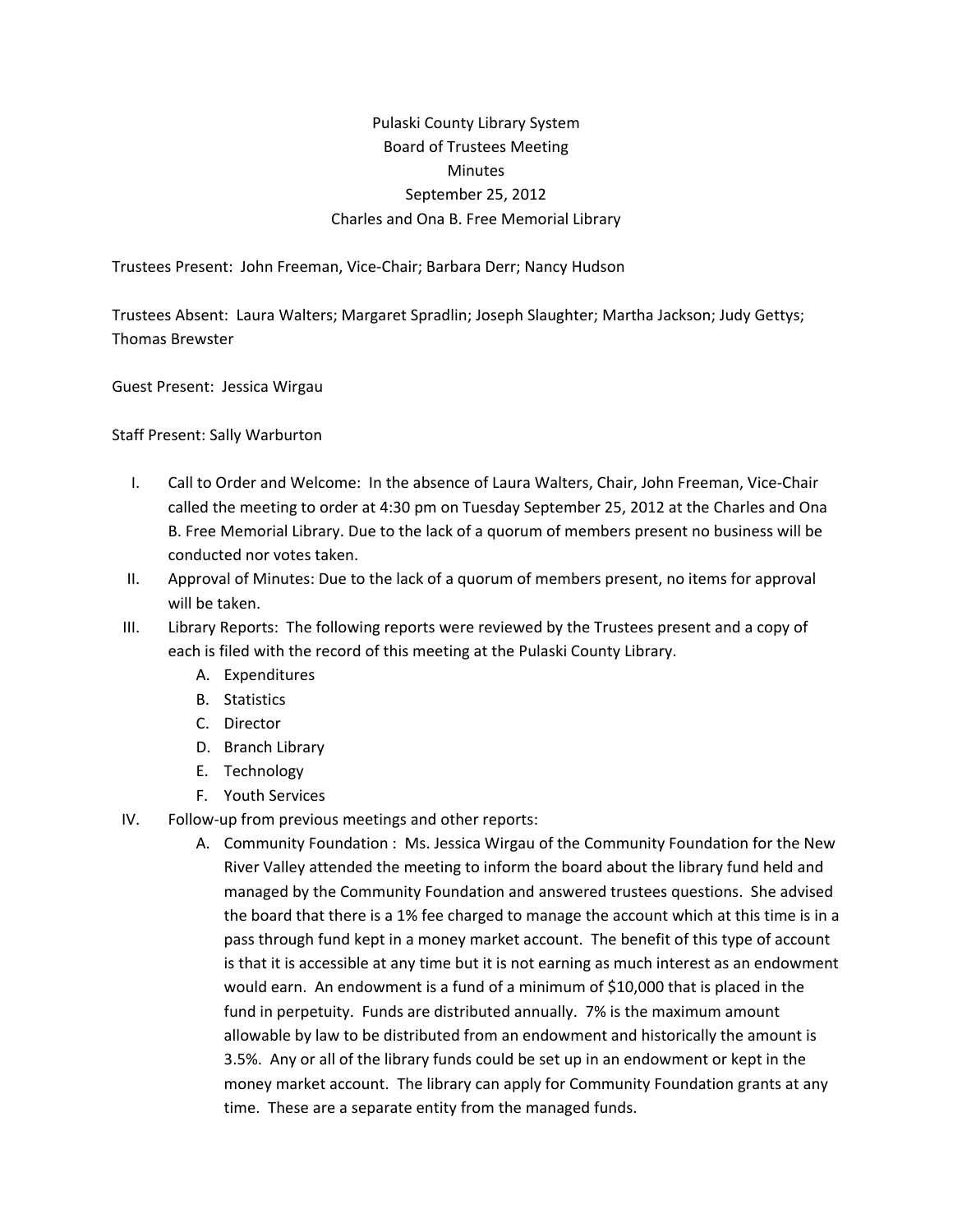Pulaski County Library System
Board of Trustees Meeting
Minutes
September 25, 2012
Charles and Ona B. Free Memorial Library

Trustees Present: John Freeman, Vice-Chair; Barbara Derr; Nancy Hudson

Trustees Absent: Laura Walters; Margaret Spradlin; Joseph Slaughter; Martha Jackson; Judy Gettys; Thomas Brewster

Guest Present: Jessica Wirgau

Staff Present: Sally Warburton

I. Call to Order and Welcome: In the absence of Laura Walters, Chair, John Freeman, Vice-Chair called the meeting to order at 4:30 pm on Tuesday September 25, 2012 at the Charles and Ona B. Free Memorial Library. Due to the lack of a quorum of members present no business will be conducted nor votes taken.

II. Approval of Minutes: Due to the lack of a quorum of members present, no items for approval will be taken.

III. Library Reports: The following reports were reviewed by the Trustees present and a copy of each is filed with the record of this meeting at the Pulaski County Library.
   A. Expenditures
   B. Statistics
   C. Director
   D. Branch Library
   E. Technology
   F. Youth Services

IV. Follow-up from previous meetings and other reports:
   A. Community Foundation : Ms. Jessica Wirgau of the Community Foundation for the New River Valley attended the meeting to inform the board about the library fund held and managed by the Community Foundation and answered trustees questions. She advised the board that there is a 1% fee charged to manage the account which at this time is in a pass through fund kept in a money market account. The benefit of this type of account is that it is accessible at any time but it is not earning as much interest as an endowment would earn. An endowment is a fund of a minimum of $10,000 that is placed in the fund in perpetuity. Funds are distributed annually. 7% is the maximum amount allowable by law to be distributed from an endowment and historically the amount is 3.5%. Any or all of the library funds could be set up in an endowment or kept in the money market account. The library can apply for Community Foundation grants at any time. These are a separate entity from the managed funds.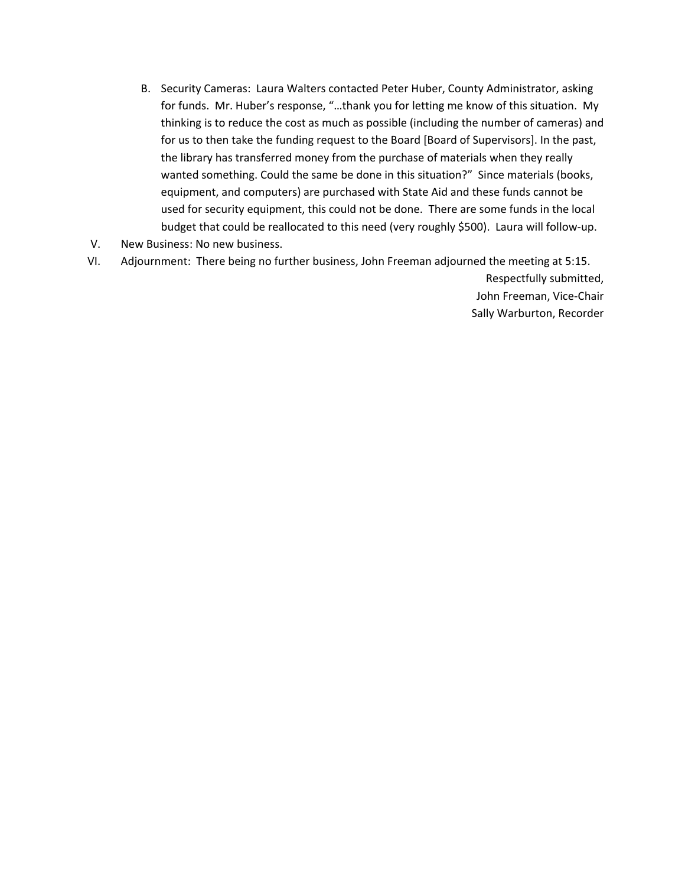B. Security Cameras: Laura Walters contacted Peter Huber, County Administrator, asking for funds. Mr. Huber's response, "…thank you for letting me know of this situation. My thinking is to reduce the cost as much as possible (including the number of cameras) and for us to then take the funding request to the Board [Board of Supervisors]. In the past, the library has transferred money from the purchase of materials when they really wanted something. Could the same be done in this situation?" Since materials (books, equipment, and computers) are purchased with State Aid and these funds cannot be used for security equipment, this could not be done. There are some funds in the local budget that could be reallocated to this need (very roughly $500). Laura will follow-up.

V. New Business: No new business.

VI. Adjournment: There being no further business, John Freeman adjourned the meeting at 5:15.

Respectfully submitted,
John Freeman, Vice-Chair
Sally Warburton, Recorder